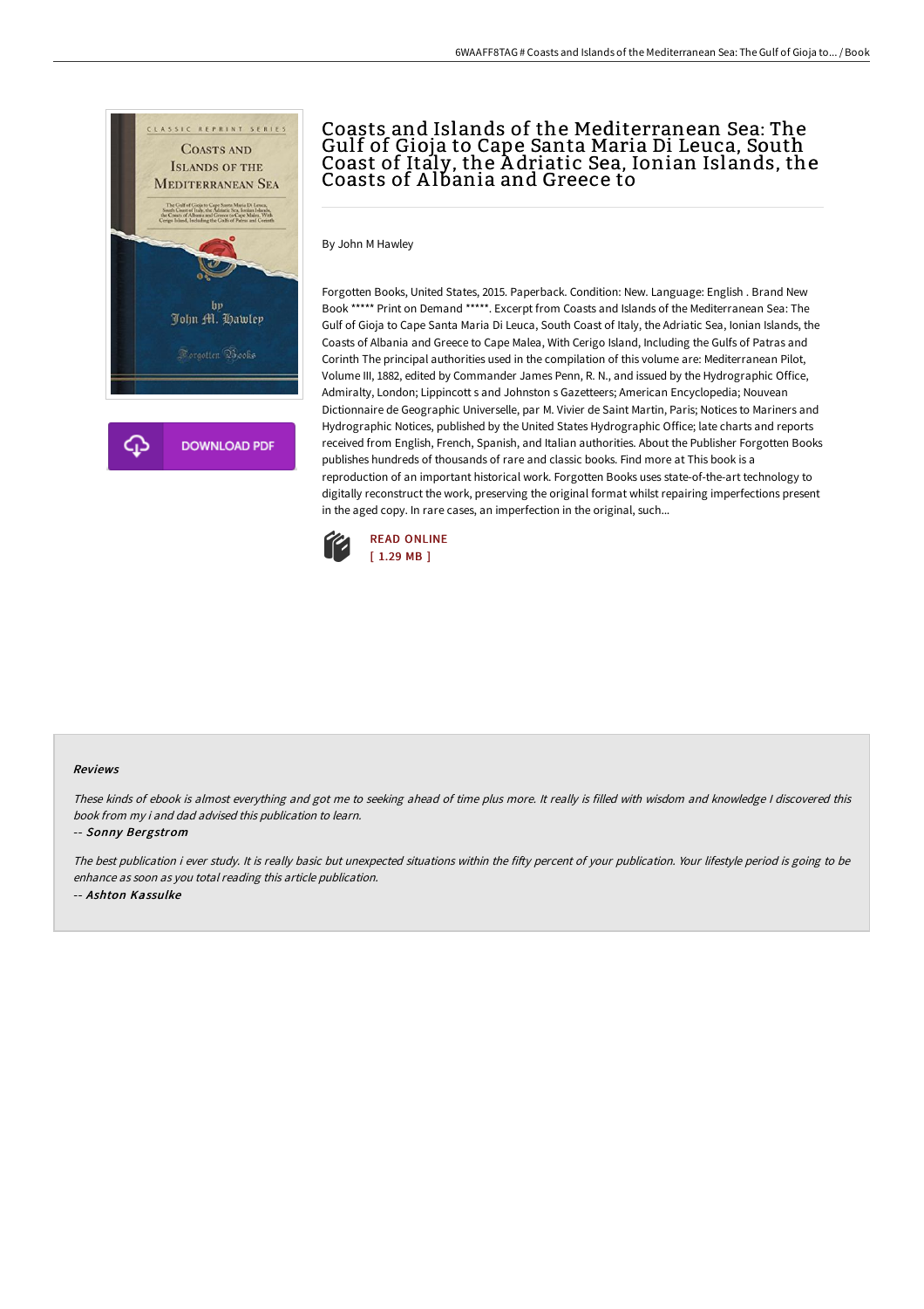# Coasts and Islands of the Mediterranean Sea: The Gulf of Gioja to Cape Santa Maria Di Leuca, South Coast of Italy, the Adriatic Sea, Ionian Islands, the Coasts of Albania and Greece to

By John M Hawley

Forgotten Books, United States, 2015. Paperback. Condition: New. Language: English . Brand New Book ***** Print on Demand *****. Excerpt from Coasts and Islands of the Mediterranean Sea: The Gulf of Gioja to Cape Santa Maria Di Leuca, South Coast of Italy, the Adriatic Sea, Ionian Islands, the Coasts of Albania and Greece to Cape Malea, With Cerigo Island, Including the Gulfs of Patras and Corinth The principal authorities used in the compilation of this volume are: Mediterranean Pilot, Volume III, 1882, edited by Commander James Penn, R. N., and issued by the Hydrographic Office, Admiralty, London; Lippincott s and Johnston s Gazetteers; American Encyclopedia; Nouvean Dictionnaire de Geographic Universelle, par M. Vivier de Saint Martin, Paris; Notices to Mariners and Hydrographic Notices, published by the United States Hydrographic Office; late charts and reports received from English, French, Spanish, and Italian authorities. About the Publisher Forgotten Books publishes hundreds of thousands of rare and classic books. Find more at This book is a reproduction of an important historical work. Forgotten Books uses state-of-the-art technology to digitally reconstruct the work, preserving the original format whilst repairing imperfections present in the aged copy. In rare cases, an imperfection in the original, such...

READ ONLINE
[ 1.29 MB ]

### Reviews

*These kinds of ebook is almost everything and got me to seeking ahead of time plus more. It really is filled with wisdom and knowledge I discovered this book from my i and dad advised this publication to learn.*

-- *Sonny Bergstrom*

*The best publication i ever study. It is really basic but unexpected situations within the fifty percent of your publication. Your lifestyle period is going to be enhance as soon as you total reading this article publication.*

-- *Ashton Kassulke*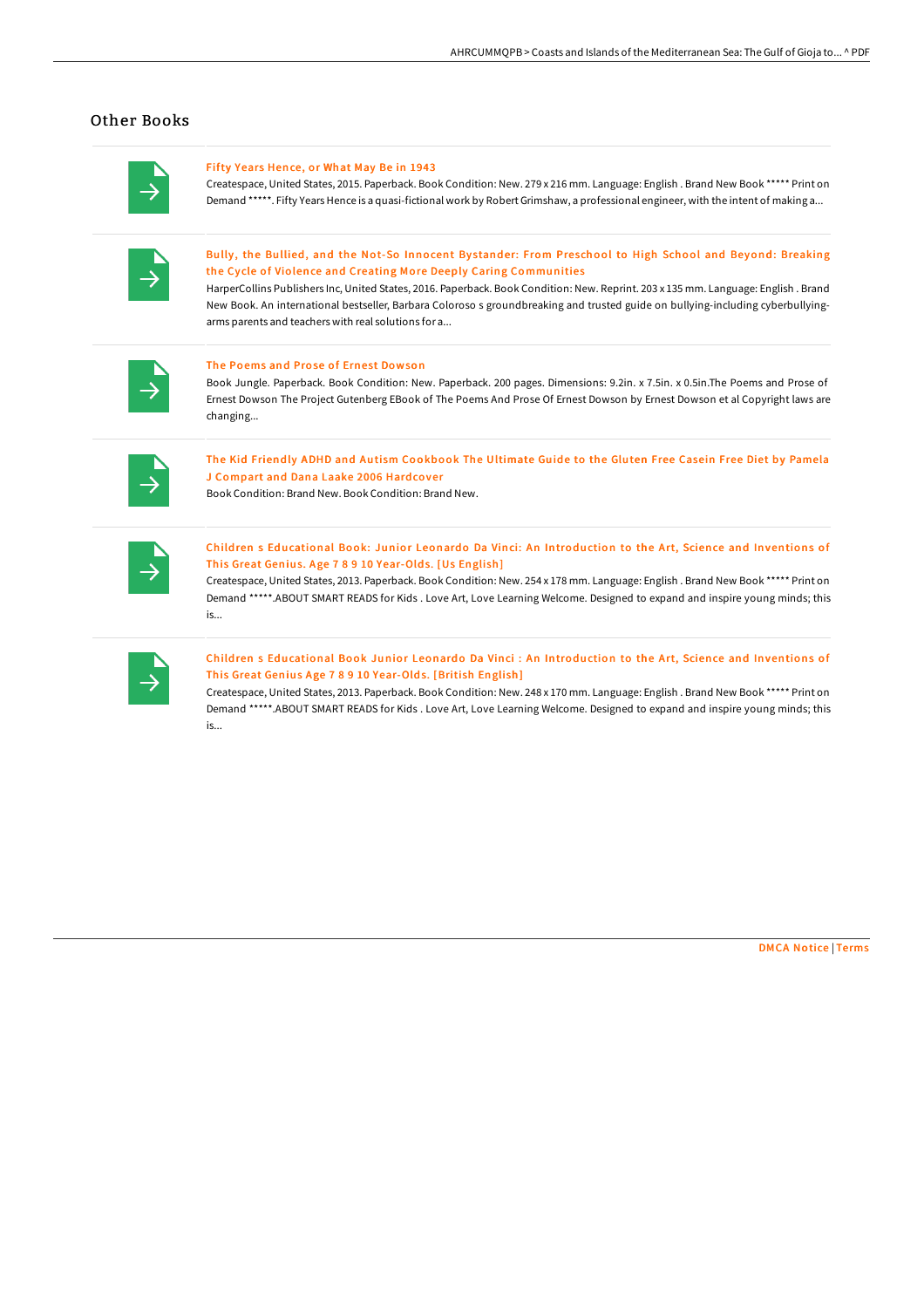## Other Books

### Fifty Years Hence, or What May Be in 1943

Createspace, United States, 2015. Paperback. Book Condition: New. 279 x 216 mm. Language: English . Brand New Book ***** Print on Demand *****. Fifty Years Hence is a quasi-fictional work by Robert Grimshaw, a professional engineer, with the intent of making a...

### Bully, the Bullied, and the Not-So Innocent Bystander: From Preschool to High School and Beyond: Breaking the Cycle of Violence and Creating More Deeply Caring Communities

HarperCollins Publishers Inc, United States, 2016. Paperback. Book Condition: New. Reprint. 203 x 135 mm. Language: English . Brand New Book. An international bestseller, Barbara Coloroso s groundbreaking and trusted guide on bullying-including cyberbullying-arms parents and teachers with real solutions for a...

### The Poems and Prose of Ernest Dowson

Book Jungle. Paperback. Book Condition: New. Paperback. 200 pages. Dimensions: 9.2in. x 7.5in. x 0.5in.The Poems and Prose of Ernest Dowson The Project Gutenberg EBook of The Poems And Prose Of Ernest Dowson by Ernest Dowson et al Copyright laws are changing...

### The Kid Friendly ADHD and Autism Cookbook The Ultimate Guide to the Gluten Free Casein Free Diet by Pamela J Compart and Dana Laake 2006 Hardcover

Book Condition: Brand New. Book Condition: Brand New.

### Children s Educational Book: Junior Leonardo Da Vinci: An Introduction to the Art, Science and Inventions of This Great Genius. Age 7 8 9 10 Year-Olds. [Us English]

Createspace, United States, 2013. Paperback. Book Condition: New. 254 x 178 mm. Language: English . Brand New Book ***** Print on Demand *****.ABOUT SMART READS for Kids . Love Art, Love Learning Welcome. Designed to expand and inspire young minds; this is...

### Children s Educational Book Junior Leonardo Da Vinci : An Introduction to the Art, Science and Inventions of This Great Genius Age 7 8 9 10 Year-Olds. [British English]

Createspace, United States, 2013. Paperback. Book Condition: New. 248 x 170 mm. Language: English . Brand New Book ***** Print on Demand *****.ABOUT SMART READS for Kids . Love Art, Love Learning Welcome. Designed to expand and inspire young minds; this is...

DMCA Notice | Terms